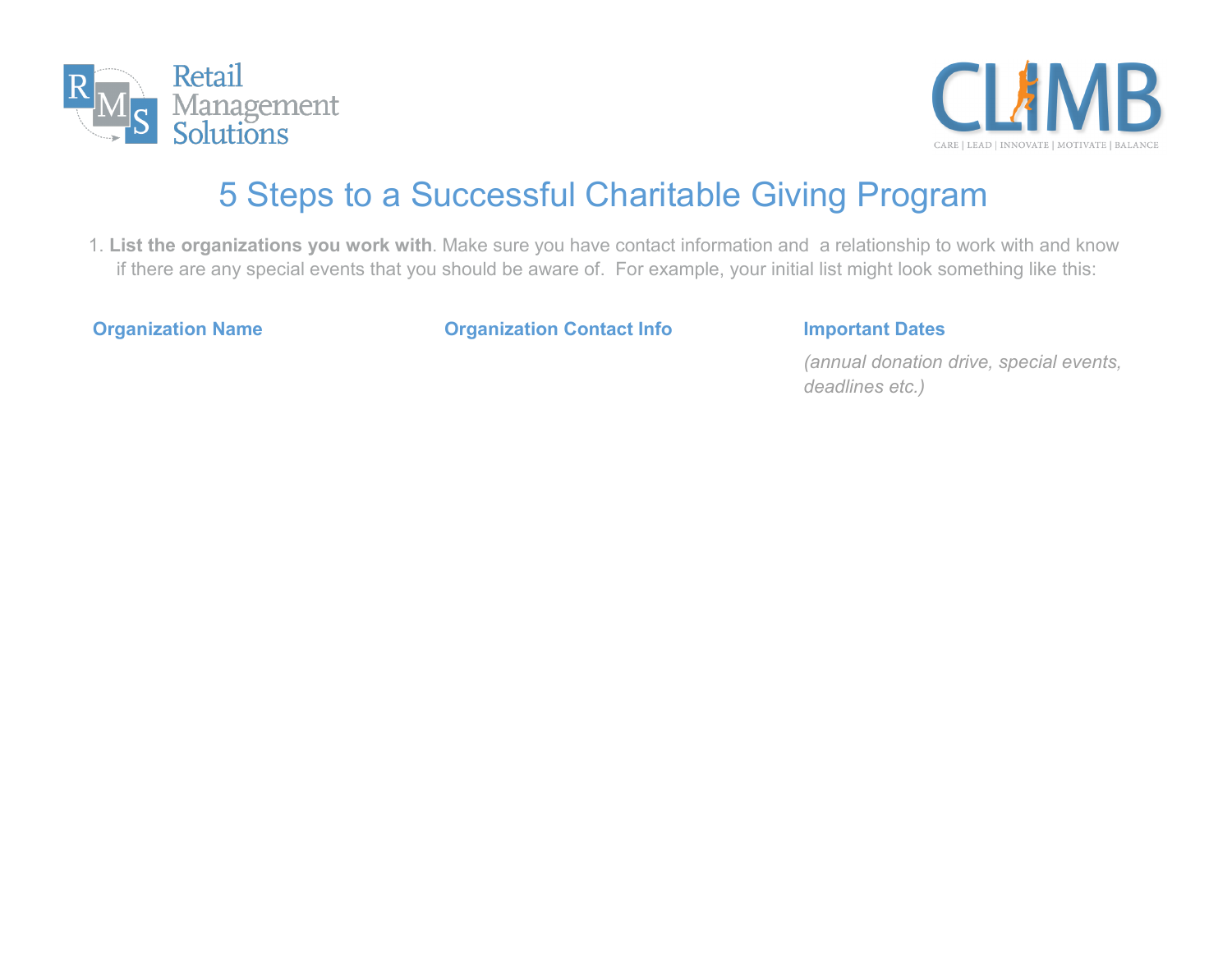# 5 Steps to a Successful Charitable Giving Program

1. **List the organizations you work with**. Make sure you have contact information and a relationship to work with and know if there are any special events that you should be aware of. For example, your initial list might look something like this:

| Organization Name | Organization Contact Info | Important Dates |
| --- | --- | --- |
| | | *(annual donation drive, special events, deadlines etc.)* |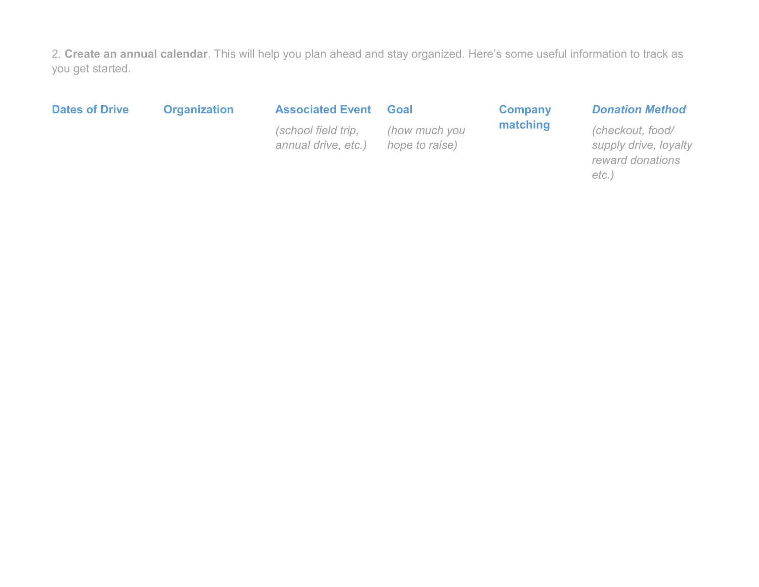2. **Create an annual calendar**. This will help you plan ahead and stay organized. Here's some useful information to track as you get started.

| **Dates of Drive** | **Organization** | **Associated Event** | **Goal** | **Company matching** | ***Donation Method*** |
|---|---|---|---|---|---|
| | | *(school field trip, annual drive, etc.)* | *(how much you hope to raise)* | | *(checkout, food/ supply drive, loyalty reward donations etc.)* |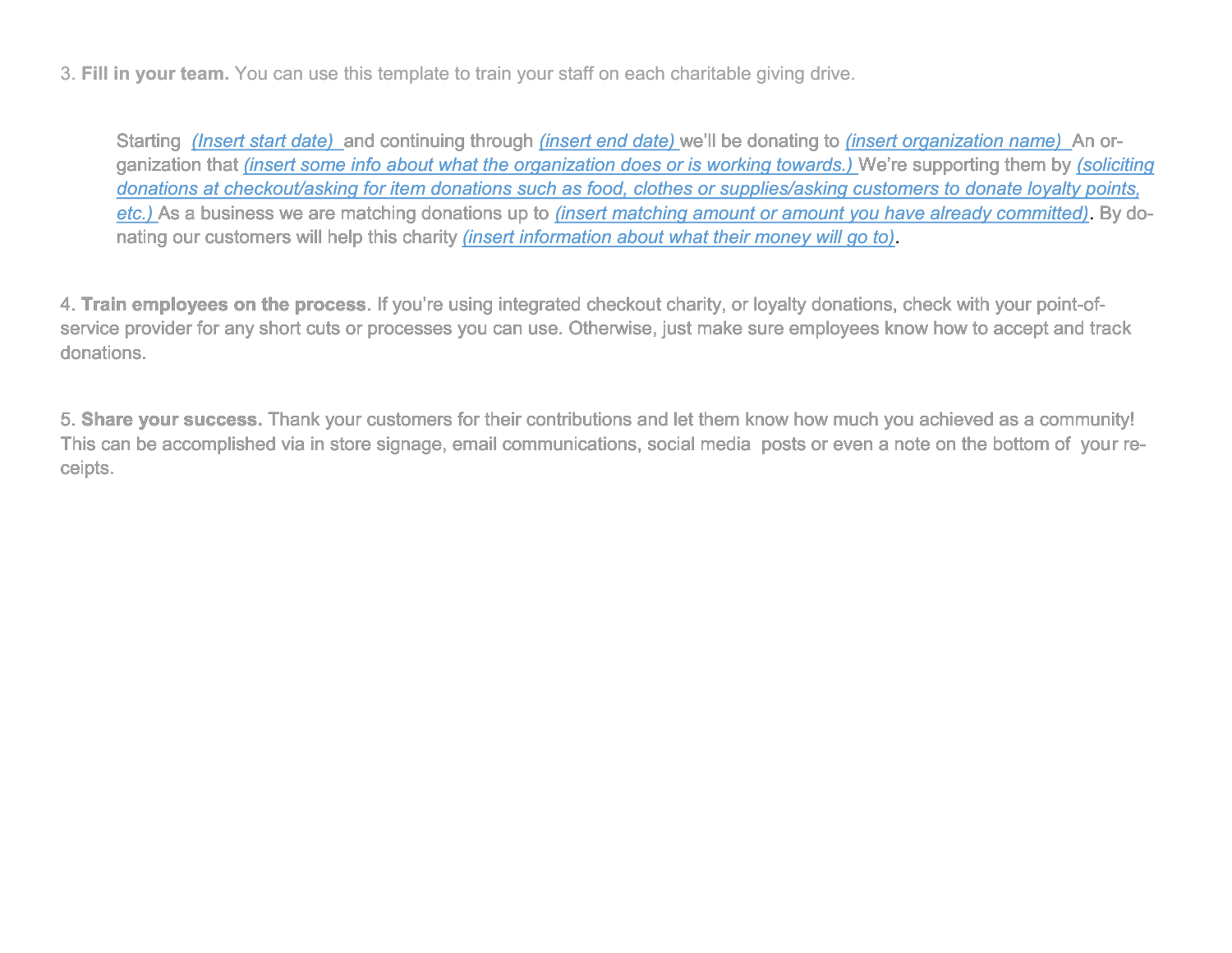3. **Fill in your team.** You can use this template to train your staff on each charitable giving drive.

> Starting *(Insert start date)* and continuing through *(insert end date)* we'll be donating to *(insert organization name)* An organization that *(insert some info about what the organization does or is working towards.)* We're supporting them by *(soliciting donations at checkout/asking for item donations such as food, clothes or supplies/asking customers to donate loyalty points, etc.)* As a business we are matching donations up to *(insert matching amount or amount you have already committed)*. By donating our customers will help this charity *(insert information about what their money will go to)*.

4. **Train employees on the process**. If you're using integrated checkout charity, or loyalty donations, check with your point-of-service provider for any short cuts or processes you can use. Otherwise, just make sure employees know how to accept and track donations.

5. **Share your success.** Thank your customers for their contributions and let them know how much you achieved as a community! This can be accomplished via in store signage, email communications, social media posts or even a note on the bottom of your receipts.